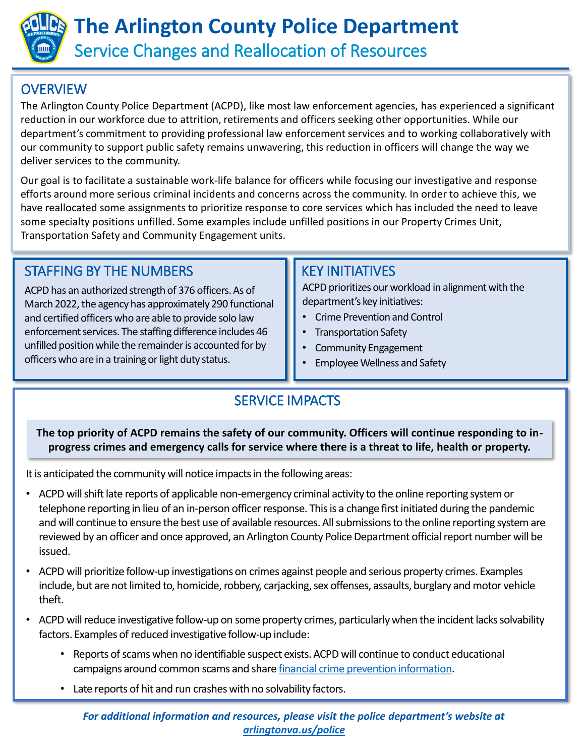# The Arlington County Police Department

## Service Changes and Reallocation of Resources

## OVERVIEW

The Arlington County Police Department (ACPD), like most law enforcement agencies, has experienced a significant reduction in our workforce due to attrition, retirements and officers seeking other opportunities. While our department's commitment to providing professional law enforcement services and to working collaboratively with our community to support public safety remains unwavering, this reduction in officers will change the way we deliver services to the community.

Our goal is to facilitate a sustainable work-life balance for officers while focusing our investigative and response efforts around more serious criminal incidents and concerns across the community. In order to achieve this, we have reallocated some assignments to prioritize response to core services which has included the need to leave some specialty positions unfilled. Some examples include unfilled positions in our Property Crimes Unit, Transportation Safety and Community Engagement units.

## STAFFING BY THE NUMBERS

ACPD has an authorized strength of 376 officers. As of March 2022, the agency has approximately 290 functional and certified officers who are able to provide solo law enforcement services. The staffing difference includes 46 unfilled position while the remainder is accounted for by officers who are in a training or light duty status.

## KEY INITIATIVES

ACPD prioritizes our workload in alignment with the department's key initiatives:

- Crime Prevention and Control
- Transportation Safety
- Community Engagement
- Employee Wellness and Safety

## SERVICE IMPACTS

**The top priority of ACPD remains the safety of our community. Officers will continue responding to in-progress crimes and emergency calls for service where there is a threat to life, health or property.**

It is anticipated the community will notice impacts in the following areas:

- ACPD will shift late reports of applicable non-emergency criminal activity to the online reporting system or telephone reporting in lieu of an in-person officer response. This is a change first initiated during the pandemic and will continue to ensure the best use of available resources. All submissions to the online reporting system are reviewed by an officer and once approved, an Arlington County Police Department official report number will be issued.
- ACPD will prioritize follow-up investigations on crimes against people and serious property crimes. Examples include, but are not limited to, homicide, robbery, carjacking, sex offenses, assaults, burglary and motor vehicle theft.
- ACPD will reduce investigative follow-up on some property crimes, particularly when the incident lacks solvability factors. Examples of reduced investigative follow-up include:
  - Reports of scams when no identifiable suspect exists. ACPD will continue to conduct educational campaigns around common scams and share financial crime prevention information.
  - Late reports of hit and run crashes with no solvability factors.

***For additional information and resources, please visit the police department's website at arlingtonva.us/police***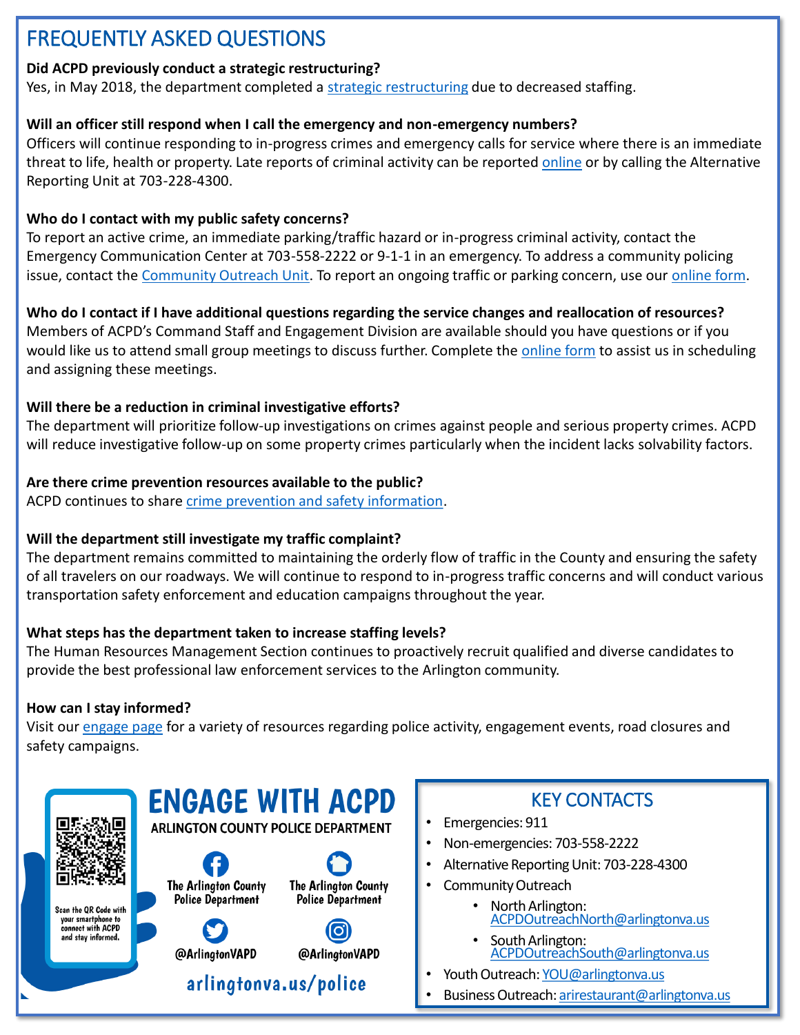# FREQUENTLY ASKED QUESTIONS

**Did ACPD previously conduct a strategic restructuring?**
Yes, in May 2018, the department completed a strategic restructuring due to decreased staffing.

**Will an officer still respond when I call the emergency and non-emergency numbers?**
Officers will continue responding to in-progress crimes and emergency calls for service where there is an immediate threat to life, health or property. Late reports of criminal activity can be reported online or by calling the Alternative Reporting Unit at 703-228-4300.

**Who do I contact with my public safety concerns?**
To report an active crime, an immediate parking/traffic hazard or in-progress criminal activity, contact the Emergency Communication Center at 703-558-2222 or 9-1-1 in an emergency. To address a community policing issue, contact the Community Outreach Unit. To report an ongoing traffic or parking concern, use our online form.

**Who do I contact if I have additional questions regarding the service changes and reallocation of resources?**
Members of ACPD's Command Staff and Engagement Division are available should you have questions or if you would like us to attend small group meetings to discuss further. Complete the online form to assist us in scheduling and assigning these meetings.

**Will there be a reduction in criminal investigative efforts?**
The department will prioritize follow-up investigations on crimes against people and serious property crimes. ACPD will reduce investigative follow-up on some property crimes particularly when the incident lacks solvability factors.

**Are there crime prevention resources available to the public?**
ACPD continues to share crime prevention and safety information.

**Will the department still investigate my traffic complaint?**
The department remains committed to maintaining the orderly flow of traffic in the County and ensuring the safety of all travelers on our roadways. We will continue to respond to in-progress traffic concerns and will conduct various transportation safety enforcement and education campaigns throughout the year.

**What steps has the department taken to increase staffing levels?**
The Human Resources Management Section continues to proactively recruit qualified and diverse candidates to provide the best professional law enforcement services to the Arlington community.

**How can I stay informed?**
Visit our engage page for a variety of resources regarding police activity, engagement events, road closures and safety campaigns.

Scan the QR Code with your smartphone to connect with ACPD and stay informed.

## ENGAGE WITH ACPD

ARLINGTON COUNTY POLICE DEPARTMENT

The Arlington County Police Department

The Arlington County Police Department

@ArlingtonVAPD

@ArlingtonVAPD

arlingtonva.us/police

## KEY CONTACTS

- Emergencies: 911
- Non-emergencies: 703-558-2222
- Alternative Reporting Unit: 703-228-4300
- Community Outreach
  - North Arlington: ACPDOutreachNorth@arlingtonva.us
  - South Arlington: ACPDOutreachSouth@arlingtonva.us
- Youth Outreach: YOU@arlingtonva.us
- Business Outreach: arirestaurant@arlingtonva.us